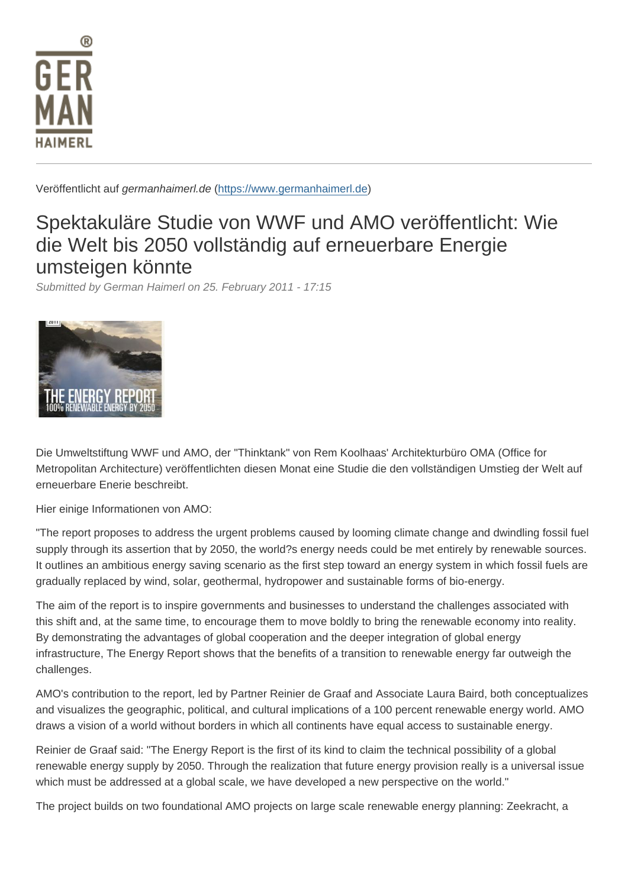Veröffentlicht auf *germanhaimerl.de* (https://www.germanhaimerl.de)

# Spektakuläre Studie von WWF und AMO veröffentlicht: Wie die Welt bis 2050 vollständig auf erneuerbare Energie umsteigen könnte

*Submitted by German Haimerl on 25. February 2011 - 17:15*

Die Umweltstiftung WWF und AMO, der "Thinktank" von Rem Koolhaas' Architekturbüro OMA (Office for Metropolitan Architecture) veröffentlichten diesen Monat eine Studie die den vollständigen Umstieg der Welt auf erneuerbare Enerie beschreibt.

Hier einige Informationen von AMO:

"The report proposes to address the urgent problems caused by looming climate change and dwindling fossil fuel supply through its assertion that by 2050, the world?s energy needs could be met entirely by renewable sources. It outlines an ambitious energy saving scenario as the first step toward an energy system in which fossil fuels are gradually replaced by wind, solar, geothermal, hydropower and sustainable forms of bio-energy.

The aim of the report is to inspire governments and businesses to understand the challenges associated with this shift and, at the same time, to encourage them to move boldly to bring the renewable economy into reality. By demonstrating the advantages of global cooperation and the deeper integration of global energy infrastructure, The Energy Report shows that the benefits of a transition to renewable energy far outweigh the challenges.

AMO's contribution to the report, led by Partner Reinier de Graaf and Associate Laura Baird, both conceptualizes and visualizes the geographic, political, and cultural implications of a 100 percent renewable energy world. AMO draws a vision of a world without borders in which all continents have equal access to sustainable energy.

Reinier de Graaf said: "The Energy Report is the first of its kind to claim the technical possibility of a global renewable energy supply by 2050. Through the realization that future energy provision really is a universal issue which must be addressed at a global scale, we have developed a new perspective on the world."

The project builds on two foundational AMO projects on large scale renewable energy planning: Zeekracht, a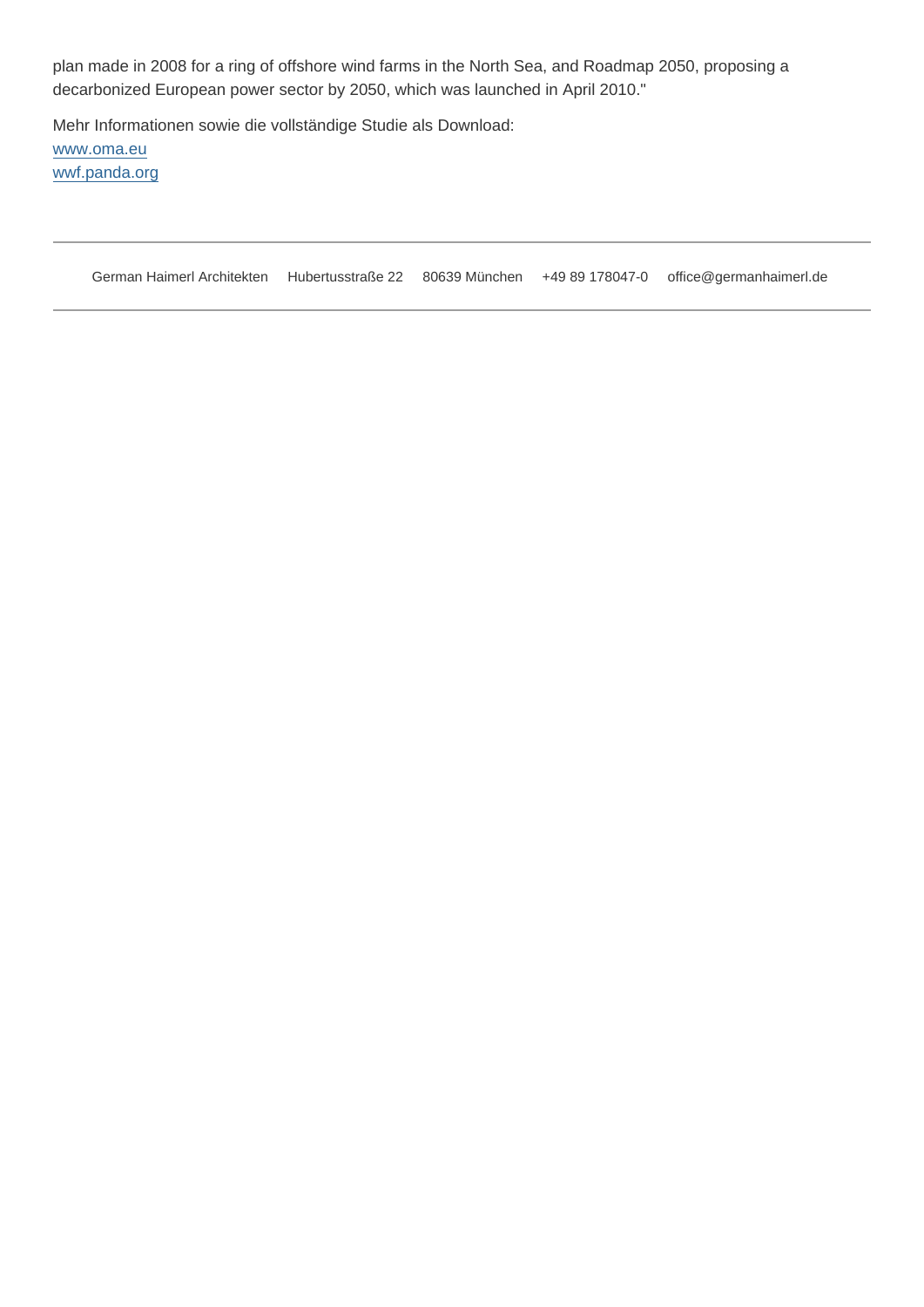plan made in 2008 for a ring of offshore wind farms in the North Sea, and Roadmap 2050, proposing a decarbonized European power sector by 2050, which was launched in April 2010."

Mehr Informationen sowie die vollständige Studie als Download:
[www.oma.eu](www.oma.eu)
[wwf.panda.org](wwf.panda.org)

---

German Haimerl Architekten Hubertusstraße 22 80639 München +49 89 178047-0 office@germanhaimerl.de

---